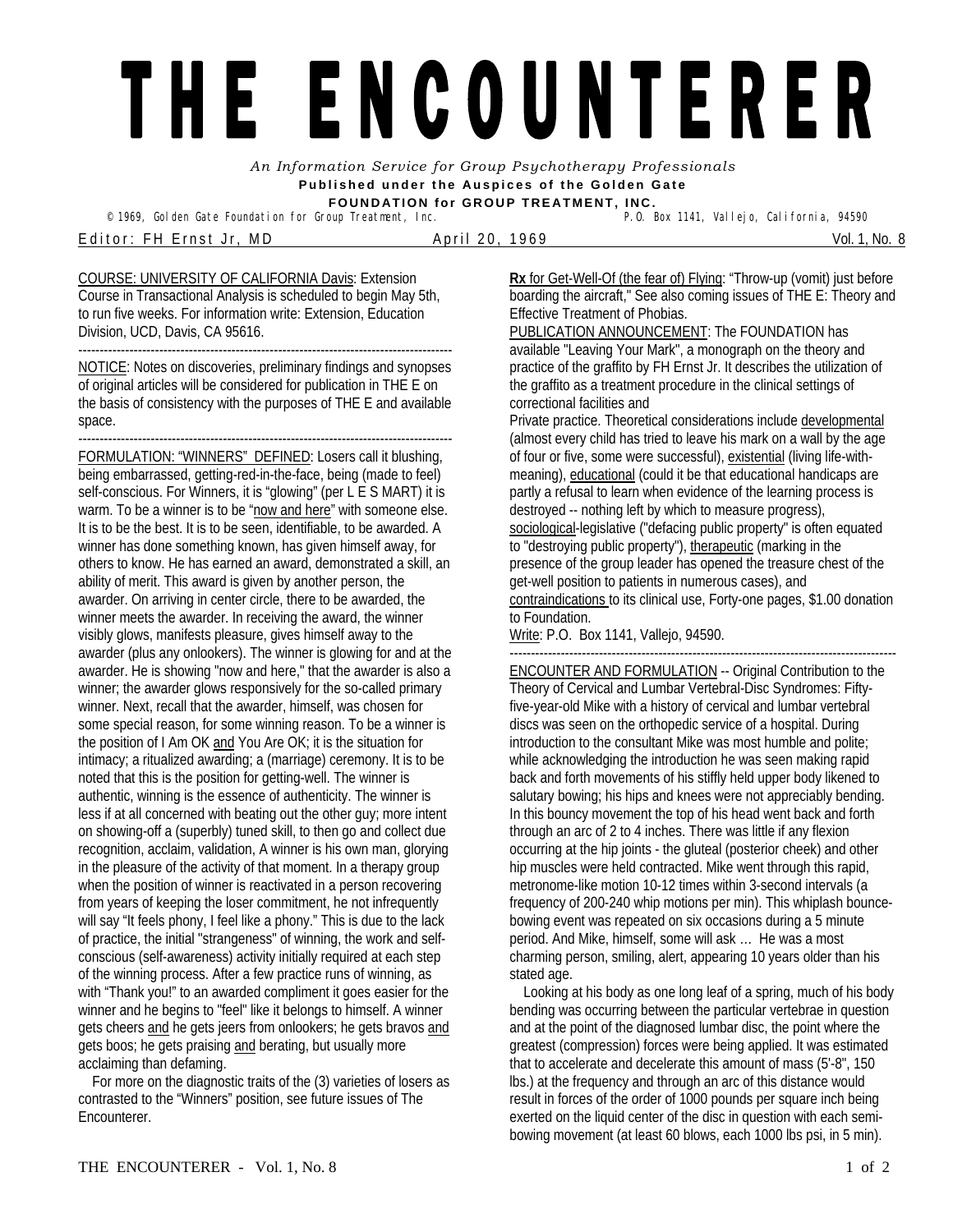# THE ENCOUNTERER

*An Information Service for Group Psychotherapy Professionals*

**Published under the Auspices of the Golden Gate**
**FOUNDATION for GROUP TREATMENT, INC.**

© 1969, Golden Gate Foundation for Group Treatment, Inc. P.O. Box 1141, Vallejo, California, 94590

Editor: FH Ernst Jr, MD April 20, 1969 Vol. 1, No. 8

---

COURSE: UNIVERSITY OF CALIFORNIA Davis: Extension Course in Transactional Analysis is scheduled to begin May 5th, to run five weeks. For information write: Extension, Education Division, UCD, Davis, CA 95616.

---

NOTICE: Notes on discoveries, preliminary findings and synopses of original articles will be considered for publication in THE E on the basis of consistency with the purposes of THE E and available space.

---

FORMULATION: "WINNERS" DEFINED: Losers call it blushing, being embarrassed, getting-red-in-the-face, being (made to feel) self-conscious. For Winners, it is "glowing" (per L E S MART) it is warm. To be a winner is to be "now and here" with someone else. It is to be the best. It is to be seen, identifiable, to be awarded. A winner has done something known, has given himself away, for others to know. He has earned an award, demonstrated a skill, an ability of merit. This award is given by another person, the awarder. On arriving in center circle, there to be awarded, the winner meets the awarder. In receiving the award, the winner visibly glows, manifests pleasure, gives himself away to the awarder (plus any onlookers). The winner is glowing for and at the awarder. He is showing "now and here," that the awarder is also a winner; the awarder glows responsively for the so-called primary winner. Next, recall that the awarder, himself, was chosen for some special reason, for some winning reason. To be a winner is the position of I Am OK and You Are OK; it is the situation for intimacy; a ritualized awarding; a (marriage) ceremony. It is to be noted that this is the position for getting-well. The winner is authentic, winning is the essence of authenticity. The winner is less if at all concerned with beating out the other guy; more intent on showing-off a (superbly) tuned skill, to then go and collect due recognition, acclaim, validation, A winner is his own man, glorying in the pleasure of the activity of that moment. In a therapy group when the position of winner is reactivated in a person recovering from years of keeping the loser commitment, he not infrequently will say "It feels phony, I feel like a phony." This is due to the lack of practice, the initial "strangeness" of winning, the work and self-conscious (self-awareness) activity initially required at each step of the winning process. After a few practice runs of winning, as with "Thank you!" to an awarded compliment it goes easier for the winner and he begins to "feel" like it belongs to himself. A winner gets cheers and he gets jeers from onlookers; he gets bravos and gets boos; he gets praising and berating, but usually more acclaiming than defaming.

For more on the diagnostic traits of the (3) varieties of losers as contrasted to the "Winners" position, see future issues of The Encounterer.

**Rx** for Get-Well-Of (the fear of) Flying: "Throw-up (vomit) just before boarding the aircraft," See also coming issues of THE E: Theory and Effective Treatment of Phobias.

PUBLICATION ANNOUNCEMENT: The FOUNDATION has available "Leaving Your Mark", a monograph on the theory and practice of the graffito by FH Ernst Jr. It describes the utilization of the graffito as a treatment procedure in the clinical settings of correctional facilities and

Private practice. Theoretical considerations include developmental (almost every child has tried to leave his mark on a wall by the age of four or five, some were successful), existential (living life-with-meaning), educational (could it be that educational handicaps are partly a refusal to learn when evidence of the learning process is destroyed -- nothing left by which to measure progress), sociological-legislative ("defacing public property" is often equated to "destroying public property"), therapeutic (marking in the presence of the group leader has opened the treasure chest of the get-well position to patients in numerous cases), and contraindications to its clinical use, Forty-one pages, $1.00 donation to Foundation.

Write: P.O. Box 1141, Vallejo, 94590.

---

ENCOUNTER AND FORMULATION -- Original Contribution to the Theory of Cervical and Lumbar Vertebral-Disc Syndromes: Fifty-five-year-old Mike with a history of cervical and lumbar vertebral discs was seen on the orthopedic service of a hospital. During introduction to the consultant Mike was most humble and polite; while acknowledging the introduction he was seen making rapid back and forth movements of his stiffly held upper body likened to salutary bowing; his hips and knees were not appreciably bending. In this bouncy movement the top of his head went back and forth through an arc of 2 to 4 inches. There was little if any flexion occurring at the hip joints - the gluteal (posterior cheek) and other hip muscles were held contracted. Mike went through this rapid, metronome-like motion 10-12 times within 3-second intervals (a frequency of 200-240 whip motions per min). This whiplash bounce-bowing event was repeated on six occasions during a 5 minute period. And Mike, himself, some will ask … He was a most charming person, smiling, alert, appearing 10 years older than his stated age.

Looking at his body as one long leaf of a spring, much of his body bending was occurring between the particular vertebrae in question and at the point of the diagnosed lumbar disc, the point where the greatest (compression) forces were being applied. It was estimated that to accelerate and decelerate this amount of mass (5'-8", 150 lbs.) at the frequency and through an arc of this distance would result in forces of the order of 1000 pounds per square inch being exerted on the liquid center of the disc in question with each semi-bowing movement (at least 60 blows, each 1000 lbs psi, in 5 min).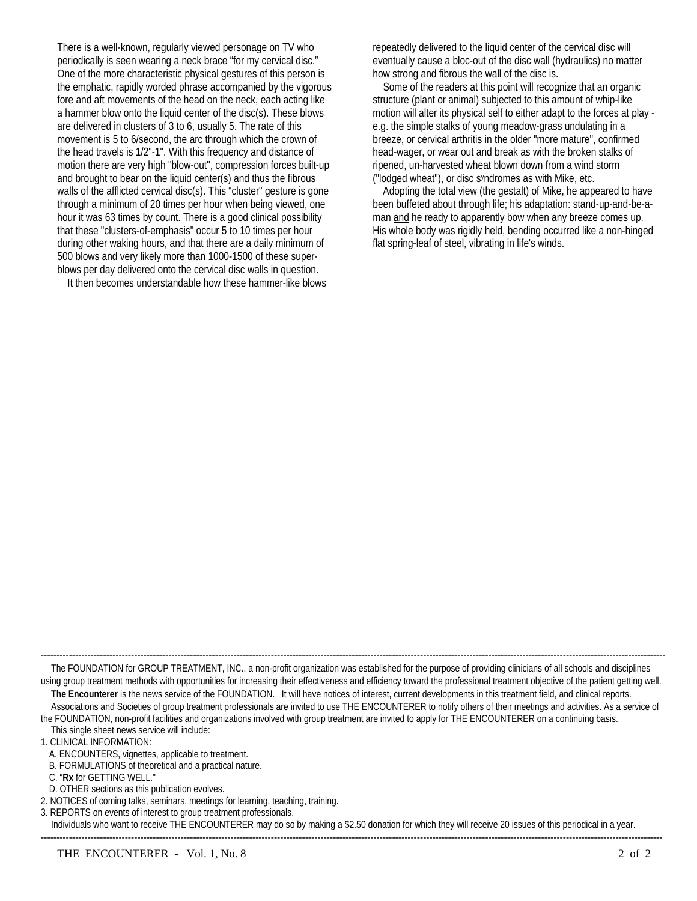There is a well-known, regularly viewed personage on TV who periodically is seen wearing a neck brace “for my cervical disc.” One of the more characteristic physical gestures of this person is the emphatic, rapidly worded phrase accompanied by the vigorous fore and aft movements of the head on the neck, each acting like a hammer blow onto the liquid center of the disc(s). These blows are delivered in clusters of 3 to 6, usually 5. The rate of this movement is 5 to 6/second, the arc through which the crown of the head travels is 1/2"-1". With this frequency and distance of motion there are very high "blow-out", compression forces built-up and brought to bear on the liquid center(s) and thus the fibrous walls of the afflicted cervical disc(s). This “cluster" gesture is gone through a minimum of 20 times per hour when being viewed, one hour it was 63 times by count. There is a good clinical possibility that these "clusters-of-emphasis" occur 5 to 10 times per hour during other waking hours, and that there are a daily minimum of 500 blows and very likely more than 1000-1500 of these super-blows per day delivered onto the cervical disc walls in question.

It then becomes understandable how these hammer-like blows repeatedly delivered to the liquid center of the cervical disc will eventually cause a bloc-out of the disc wall (hydraulics) no matter how strong and fibrous the wall of the disc is.

Some of the readers at this point will recognize that an organic structure (plant or animal) subjected to this amount of whip-like motion will alter its physical self to either adapt to the forces at play - e.g. the simple stalks of young meadow-grass undulating in a breeze, or cervical arthritis in the older "more mature", confirmed head-wager, or wear out and break as with the broken stalks of ripened, un-harvested wheat blown down from a wind storm ("lodged wheat"), or disc syndromes as with Mike, etc.

Adopting the total view (the gestalt) of Mike, he appeared to have been buffeted about through life; his adaptation: stand-up-and-be-a-man and he ready to apparently bow when any breeze comes up. His whole body was rigidly held, bending occurred like a non-hinged flat spring-leaf of steel, vibrating in life's winds.

---

The FOUNDATION for GROUP TREATMENT, INC., a non-profit organization was established for the purpose of providing clinicians of all schools and disciplines using group treatment methods with opportunities for increasing their effectiveness and efficiency toward the professional treatment objective of the patient getting well.

**The Encounterer** is the news service of the FOUNDATION. It will have notices of interest, current developments in this treatment field, and clinical reports.

Associations and Societies of group treatment professionals are invited to use THE ENCOUNTERER to notify others of their meetings and activities. As a service of the FOUNDATION, non-profit facilities and organizations involved with group treatment are invited to apply for THE ENCOUNTERER on a continuing basis.

This single sheet news service will include:

1. CLINICAL INFORMATION:
   - A. ENCOUNTERS, vignettes, applicable to treatment.
   - B. FORMULATIONS of theoretical and a practical nature.
   - C. “**Rx** for GETTING WELL."
   - D. OTHER sections as this publication evolves.
2. NOTICES of coming talks, seminars, meetings for learning, teaching, training.
3. REPORTS on events of interest to group treatment professionals.

Individuals who want to receive THE ENCOUNTERER may do so by making a $2.50 donation for which they will receive 20 issues of this periodical in a year.